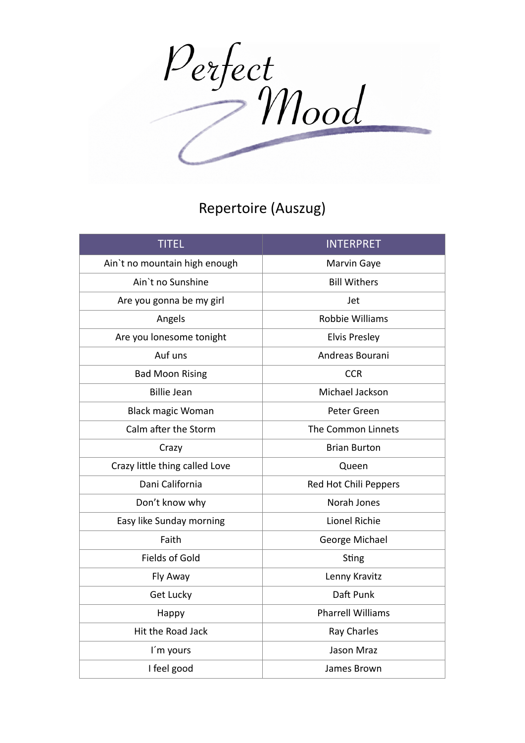# Perfect Mood

## Repertoire (Auszug)

| TITEL | INTERPRET |
|---|---|
| Ain`t no mountain high enough | Marvin Gaye |
| Ain`t no Sunshine | Bill Withers |
| Are you gonna be my girl | Jet |
| Angels | Robbie Williams |
| Are you lonesome tonight | Elvis Presley |
| Auf uns | Andreas Bourani |
| Bad Moon Rising | CCR |
| Billie Jean | Michael Jackson |
| Black magic Woman | Peter Green |
| Calm after the Storm | The Common Linnets |
| Crazy | Brian Burton |
| Crazy little thing called Love | Queen |
| Dani California | Red Hot Chili Peppers |
| Don't know why | Norah Jones |
| Easy like Sunday morning | Lionel Richie |
| Faith | George Michael |
| Fields of Gold | Sting |
| Fly Away | Lenny Kravitz |
| Get Lucky | Daft Punk |
| Happy | Pharrell Williams |
| Hit the Road Jack | Ray Charles |
| I´m yours | Jason Mraz |
| I feel good | James Brown |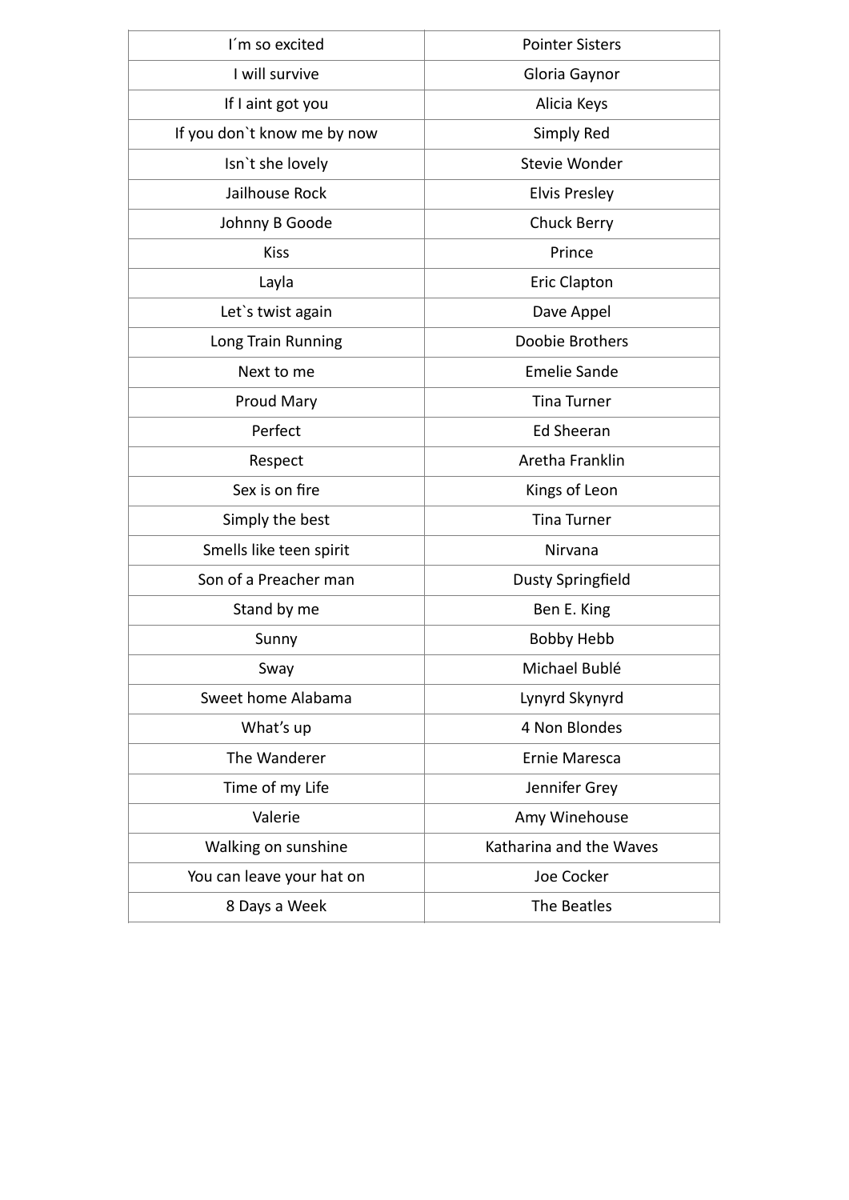| | |
|---|---|
| I´m so excited | Pointer Sisters |
| I will survive | Gloria Gaynor |
| If I aint got you | Alicia Keys |
| If you don`t know me by now | Simply Red |
| Isn`t she lovely | Stevie Wonder |
| Jailhouse Rock | Elvis Presley |
| Johnny B Goode | Chuck Berry |
| Kiss | Prince |
| Layla | Eric Clapton |
| Let`s twist again | Dave Appel |
| Long Train Running | Doobie Brothers |
| Next to me | Emelie Sande |
| Proud Mary | Tina Turner |
| Perfect | Ed Sheeran |
| Respect | Aretha Franklin |
| Sex is on fire | Kings of Leon |
| Simply the best | Tina Turner |
| Smells like teen spirit | Nirvana |
| Son of a Preacher man | Dusty Springfield |
| Stand by me | Ben E. King |
| Sunny | Bobby Hebb |
| Sway | Michael Bublé |
| Sweet home Alabama | Lynyrd Skynyrd |
| What's up | 4 Non Blondes |
| The Wanderer | Ernie Maresca |
| Time of my Life | Jennifer Grey |
| Valerie | Amy Winehouse |
| Walking on sunshine | Katharina and the Waves |
| You can leave your hat on | Joe Cocker |
| 8 Days a Week | The Beatles |